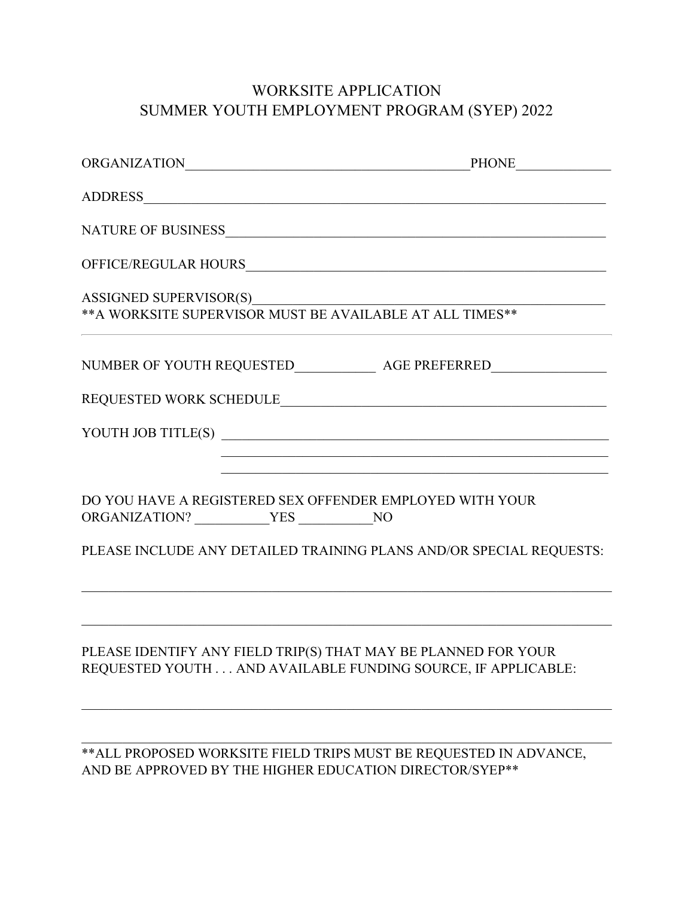# WORKSITE APPLICATION
## SUMMER YOUTH EMPLOYMENT PROGRAM (SYEP) 2022

ORGANIZATION__________________________________________PHONE_____________

ADDRESS_____________________________________________________________________

NATURE OF BUSINESS___________________________________________________________

OFFICE/REGULAR HOURS________________________________________________________

ASSIGNED SUPERVISOR(S)_______________________________________________________

**A WORKSITE SUPERVISOR MUST BE AVAILABLE AT ALL TIMES**

---

NUMBER OF YOUTH REQUESTED___________ AGE PREFERRED________________

REQUESTED WORK SCHEDULE_____________________________________________________

YOUTH JOB TITLE(S) _________________________________________________________

_________________________________________________________

_________________________________________________________

DO YOU HAVE A REGISTERED SEX OFFENDER EMPLOYED WITH YOUR ORGANIZATION? ___________YES ___________NO

PLEASE INCLUDE ANY DETAILED TRAINING PLANS AND/OR SPECIAL REQUESTS:

_____________________________________________________________________________

_____________________________________________________________________________

PLEASE IDENTIFY ANY FIELD TRIP(S) THAT MAY BE PLANNED FOR YOUR REQUESTED YOUTH . . . AND AVAILABLE FUNDING SOURCE, IF APPLICABLE:

_____________________________________________________________________________

_____________________________________________________________________________

**ALL PROPOSED WORKSITE FIELD TRIPS MUST BE REQUESTED IN ADVANCE, AND BE APPROVED BY THE HIGHER EDUCATION DIRECTOR/SYEP**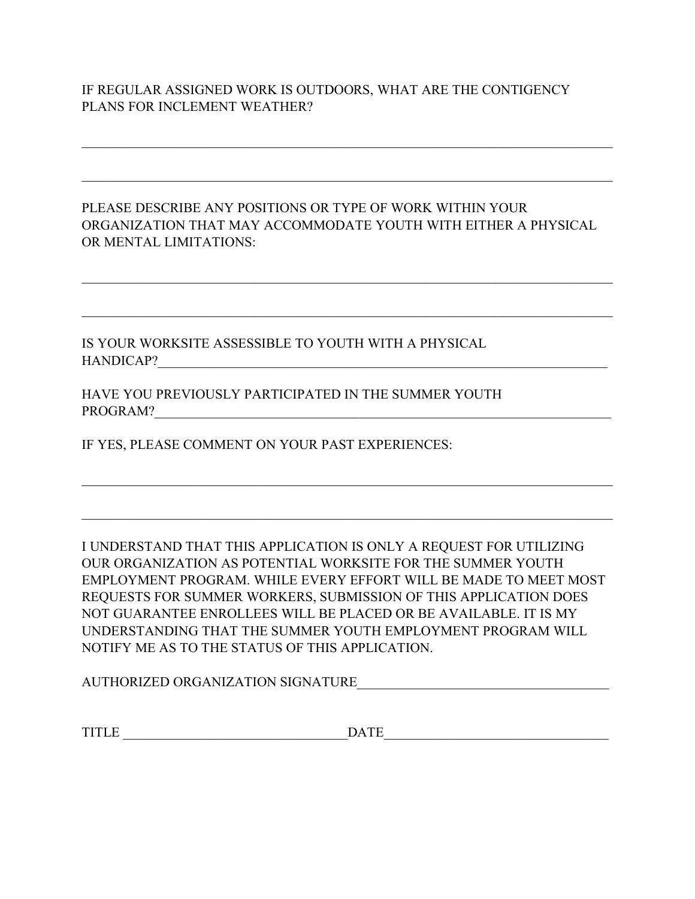IF REGULAR ASSIGNED WORK IS OUTDOORS, WHAT ARE THE CONTIGENCY PLANS FOR INCLEMENT WEATHER?

\_\_\_\_\_\_\_\_\_\_\_\_\_\_\_\_\_\_\_\_\_\_\_\_\_\_\_\_\_\_\_\_\_\_\_\_\_\_\_\_\_\_\_\_\_\_\_\_\_\_\_\_\_\_\_\_\_\_\_\_\_\_\_\_\_\_\_\_\_\_\_\_\_\_\_\_

\_\_\_\_\_\_\_\_\_\_\_\_\_\_\_\_\_\_\_\_\_\_\_\_\_\_\_\_\_\_\_\_\_\_\_\_\_\_\_\_\_\_\_\_\_\_\_\_\_\_\_\_\_\_\_\_\_\_\_\_\_\_\_\_\_\_\_\_\_\_\_\_\_\_\_\_

PLEASE DESCRIBE ANY POSITIONS OR TYPE OF WORK WITHIN YOUR ORGANIZATION THAT MAY ACCOMMODATE YOUTH WITH EITHER A PHYSICAL OR MENTAL LIMITATIONS:

\_\_\_\_\_\_\_\_\_\_\_\_\_\_\_\_\_\_\_\_\_\_\_\_\_\_\_\_\_\_\_\_\_\_\_\_\_\_\_\_\_\_\_\_\_\_\_\_\_\_\_\_\_\_\_\_\_\_\_\_\_\_\_\_\_\_\_\_\_\_\_\_\_\_\_\_

\_\_\_\_\_\_\_\_\_\_\_\_\_\_\_\_\_\_\_\_\_\_\_\_\_\_\_\_\_\_\_\_\_\_\_\_\_\_\_\_\_\_\_\_\_\_\_\_\_\_\_\_\_\_\_\_\_\_\_\_\_\_\_\_\_\_\_\_\_\_\_\_\_\_\_\_

IS YOUR WORKSITE ASSESSIBLE TO YOUTH WITH A PHYSICAL HANDICAP?\_\_\_\_\_\_\_\_\_\_\_\_\_\_\_\_\_\_\_\_\_\_\_\_\_\_\_\_\_\_\_\_\_\_\_\_\_\_\_\_\_\_\_\_\_\_\_\_\_\_\_\_\_\_\_\_\_\_\_\_

HAVE YOU PREVIOUSLY PARTICIPATED IN THE SUMMER YOUTH PROGRAM?\_\_\_\_\_\_\_\_\_\_\_\_\_\_\_\_\_\_\_\_\_\_\_\_\_\_\_\_\_\_\_\_\_\_\_\_\_\_\_\_\_\_\_\_\_\_\_\_\_\_\_\_\_\_\_\_\_\_\_\_

IF YES, PLEASE COMMENT ON YOUR PAST EXPERIENCES:

\_\_\_\_\_\_\_\_\_\_\_\_\_\_\_\_\_\_\_\_\_\_\_\_\_\_\_\_\_\_\_\_\_\_\_\_\_\_\_\_\_\_\_\_\_\_\_\_\_\_\_\_\_\_\_\_\_\_\_\_\_\_\_\_\_\_\_\_\_\_\_\_\_\_\_\_

\_\_\_\_\_\_\_\_\_\_\_\_\_\_\_\_\_\_\_\_\_\_\_\_\_\_\_\_\_\_\_\_\_\_\_\_\_\_\_\_\_\_\_\_\_\_\_\_\_\_\_\_\_\_\_\_\_\_\_\_\_\_\_\_\_\_\_\_\_\_\_\_\_\_\_\_

I UNDERSTAND THAT THIS APPLICATION IS ONLY A REQUEST FOR UTILIZING OUR ORGANIZATION AS POTENTIAL WORKSITE FOR THE SUMMER YOUTH EMPLOYMENT PROGRAM. WHILE EVERY EFFORT WILL BE MADE TO MEET MOST REQUESTS FOR SUMMER WORKERS, SUBMISSION OF THIS APPLICATION DOES NOT GUARANTEE ENROLLEES WILL BE PLACED OR BE AVAILABLE. IT IS MY UNDERSTANDING THAT THE SUMMER YOUTH EMPLOYMENT PROGRAM WILL NOTIFY ME AS TO THE STATUS OF THIS APPLICATION.

AUTHORIZED ORGANIZATION SIGNATURE\_\_\_\_\_\_\_\_\_\_\_\_\_\_\_\_\_\_\_\_\_\_\_\_\_\_\_\_\_\_\_\_\_\_\_\_\_\_

TITLE \_\_\_\_\_\_\_\_\_\_\_\_\_\_\_\_\_\_\_\_\_\_\_\_\_\_\_\_\_\_\_\_\_\_DATE\_\_\_\_\_\_\_\_\_\_\_\_\_\_\_\_\_\_\_\_\_\_\_\_\_\_\_\_\_\_\_\_\_\_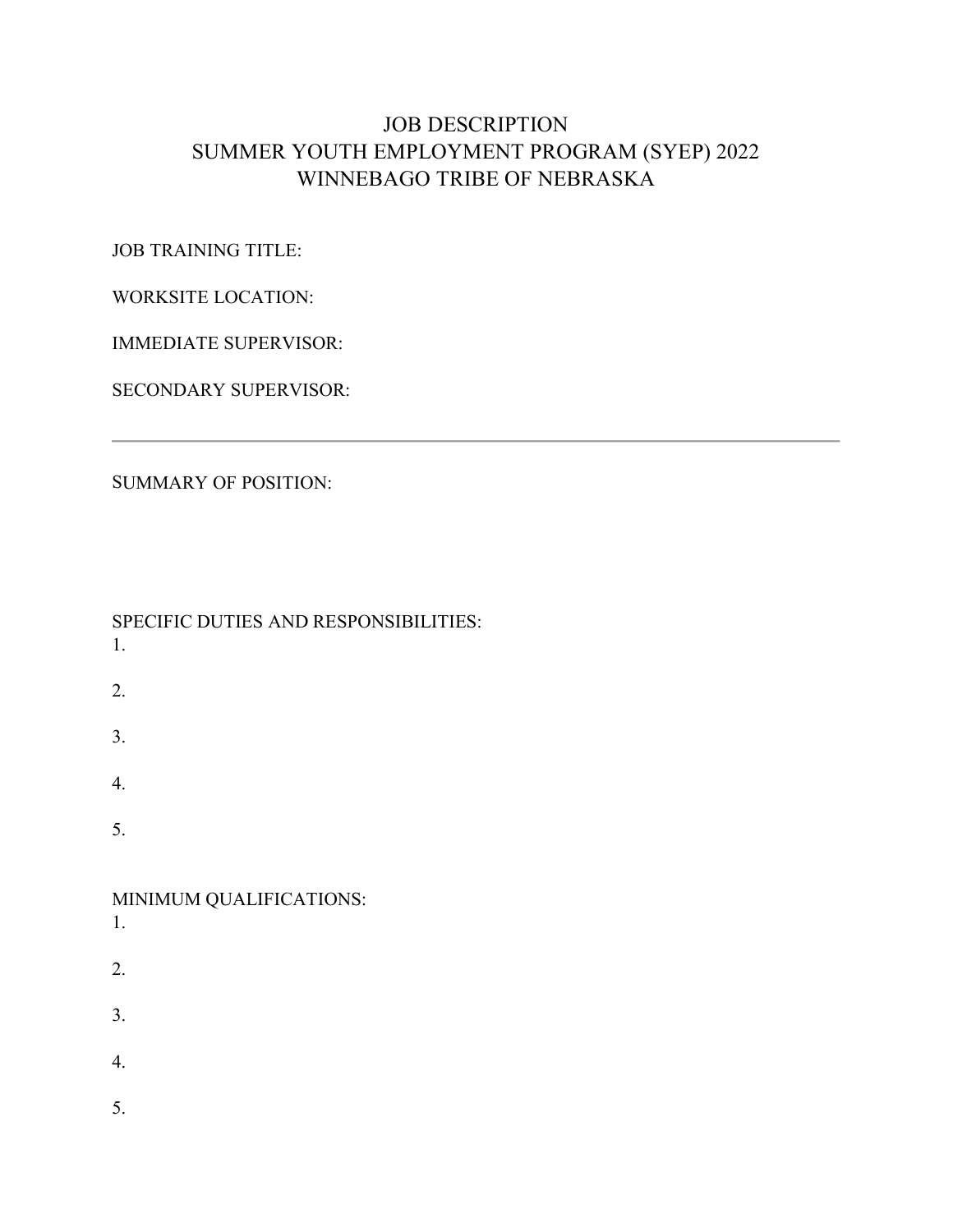# JOB DESCRIPTION
# SUMMER YOUTH EMPLOYMENT PROGRAM (SYEP) 2022
# WINNEBAGO TRIBE OF NEBRASKA

JOB TRAINING TITLE:

WORKSITE LOCATION:

IMMEDIATE SUPERVISOR:

SECONDARY SUPERVISOR:

---

SUMMARY OF POSITION:

SPECIFIC DUTIES AND RESPONSIBILITIES:

1.

2.

3.

4.

5.

MINIMUM QUALIFICATIONS:

1.

2.

3.

4.

5.